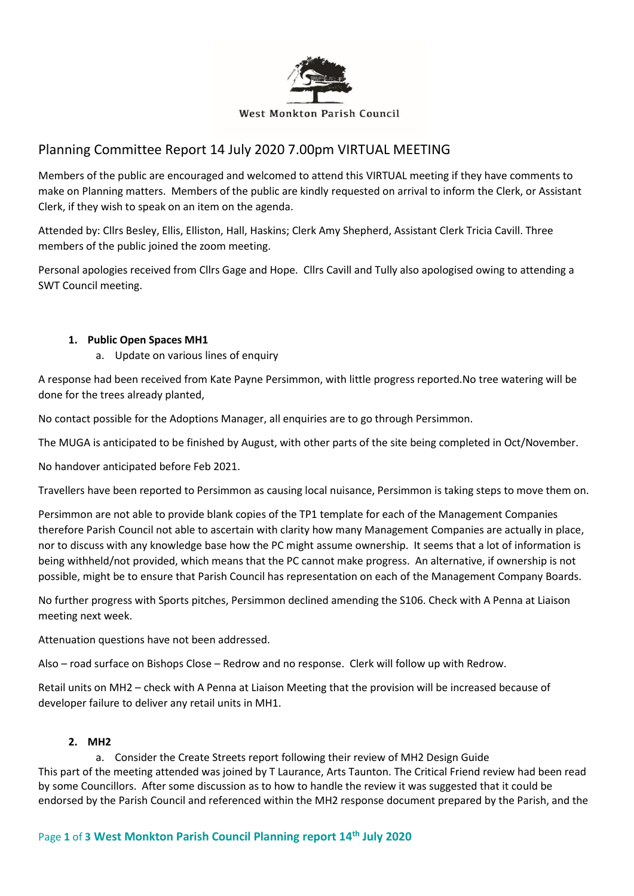West Monkton Parish Council

# Planning Committee Report 14 July 2020 7.00pm VIRTUAL MEETING

Members of the public are encouraged and welcomed to attend this VIRTUAL meeting if they have comments to make on Planning matters. Members of the public are kindly requested on arrival to inform the Clerk, or Assistant Clerk, if they wish to speak on an item on the agenda.

Attended by: Cllrs Besley, Ellis, Elliston, Hall, Haskins; Clerk Amy Shepherd, Assistant Clerk Tricia Cavill. Three members of the public joined the zoom meeting.

Personal apologies received from Cllrs Gage and Hope. Cllrs Cavill and Tully also apologised owing to attending a SWT Council meeting.

1. **Public Open Spaces MH1**
    a. Update on various lines of enquiry

A response had been received from Kate Payne Persimmon, with little progress reported.No tree watering will be done for the trees already planted,

No contact possible for the Adoptions Manager, all enquiries are to go through Persimmon.

The MUGA is anticipated to be finished by August, with other parts of the site being completed in Oct/November.

No handover anticipated before Feb 2021.

Travellers have been reported to Persimmon as causing local nuisance, Persimmon is taking steps to move them on.

Persimmon are not able to provide blank copies of the TP1 template for each of the Management Companies therefore Parish Council not able to ascertain with clarity how many Management Companies are actually in place, nor to discuss with any knowledge base how the PC might assume ownership. It seems that a lot of information is being withheld/not provided, which means that the PC cannot make progress. An alternative, if ownership is not possible, might be to ensure that Parish Council has representation on each of the Management Company Boards.

No further progress with Sports pitches, Persimmon declined amending the S106. Check with A Penna at Liaison meeting next week.

Attenuation questions have not been addressed.

Also – road surface on Bishops Close – Redrow and no response. Clerk will follow up with Redrow.

Retail units on MH2 – check with A Penna at Liaison Meeting that the provision will be increased because of developer failure to deliver any retail units in MH1.

2. **MH2**
    a. Consider the Create Streets report following their review of MH2 Design Guide

This part of the meeting attended was joined by T Laurance, Arts Taunton. The Critical Friend review had been read by some Councillors. After some discussion as to how to handle the review it was suggested that it could be endorsed by the Parish Council and referenced within the MH2 response document prepared by the Parish, and the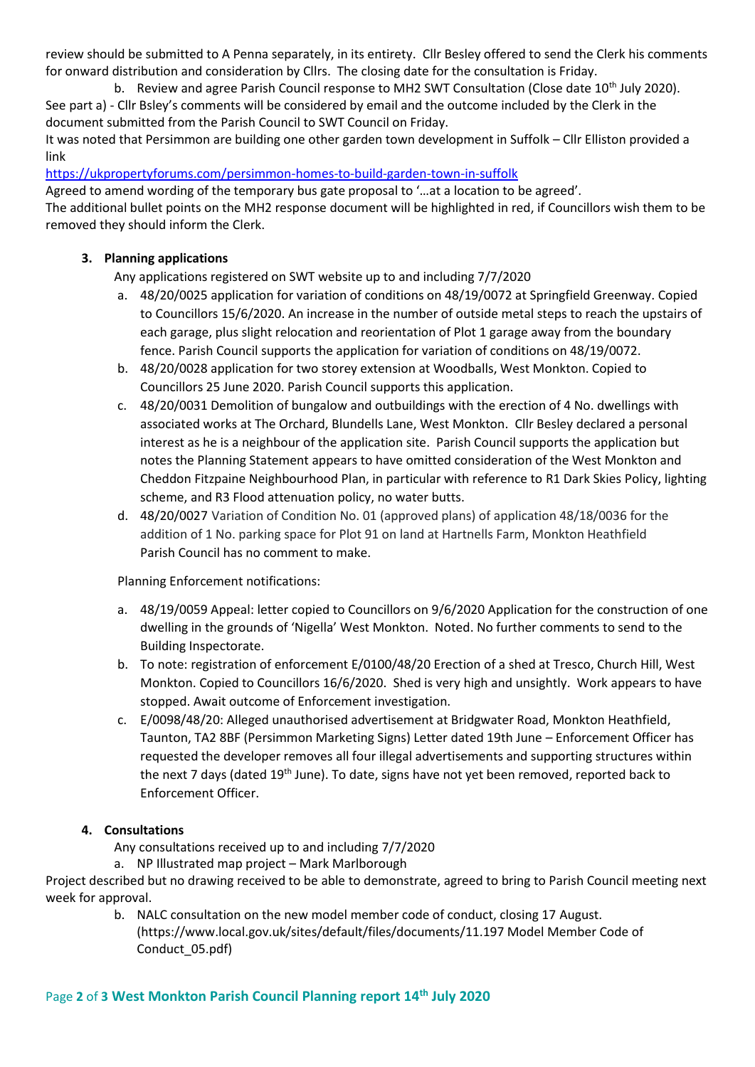review should be submitted to A Penna separately, in its entirety. Cllr Besley offered to send the Clerk his comments for onward distribution and consideration by Cllrs. The closing date for the consultation is Friday.

b. Review and agree Parish Council response to MH2 SWT Consultation (Close date 10th July 2020).

See part a) - Cllr Bsley's comments will be considered by email and the outcome included by the Clerk in the document submitted from the Parish Council to SWT Council on Friday.

It was noted that Persimmon are building one other garden town development in Suffolk – Cllr Elliston provided a link

https://ukpropertyforums.com/persimmon-homes-to-build-garden-town-in-suffolk

Agreed to amend wording of the temporary bus gate proposal to '…at a location to be agreed'.

The additional bullet points on the MH2 response document will be highlighted in red, if Councillors wish them to be removed they should inform the Clerk.

### 3. Planning applications

Any applications registered on SWT website up to and including 7/7/2020

a. 48/20/0025 application for variation of conditions on 48/19/0072 at Springfield Greenway. Copied to Councillors 15/6/2020. An increase in the number of outside metal steps to reach the upstairs of each garage, plus slight relocation and reorientation of Plot 1 garage away from the boundary fence. Parish Council supports the application for variation of conditions on 48/19/0072.

b. 48/20/0028 application for two storey extension at Woodballs, West Monkton. Copied to Councillors 25 June 2020. Parish Council supports this application.

c. 48/20/0031 Demolition of bungalow and outbuildings with the erection of 4 No. dwellings with associated works at The Orchard, Blundells Lane, West Monkton. Cllr Besley declared a personal interest as he is a neighbour of the application site. Parish Council supports the application but notes the Planning Statement appears to have omitted consideration of the West Monkton and Cheddon Fitzpaine Neighbourhood Plan, in particular with reference to R1 Dark Skies Policy, lighting scheme, and R3 Flood attenuation policy, no water butts.

d. 48/20/0027 Variation of Condition No. 01 (approved plans) of application 48/18/0036 for the addition of 1 No. parking space for Plot 91 on land at Hartnells Farm, Monkton Heathfield Parish Council has no comment to make.

Planning Enforcement notifications:

a. 48/19/0059 Appeal: letter copied to Councillors on 9/6/2020 Application for the construction of one dwelling in the grounds of 'Nigella' West Monkton. Noted. No further comments to send to the Building Inspectorate.

b. To note: registration of enforcement E/0100/48/20 Erection of a shed at Tresco, Church Hill, West Monkton. Copied to Councillors 16/6/2020. Shed is very high and unsightly. Work appears to have stopped. Await outcome of Enforcement investigation.

c. E/0098/48/20: Alleged unauthorised advertisement at Bridgwater Road, Monkton Heathfield, Taunton, TA2 8BF (Persimmon Marketing Signs) Letter dated 19th June – Enforcement Officer has requested the developer removes all four illegal advertisements and supporting structures within the next 7 days (dated 19th June). To date, signs have not yet been removed, reported back to Enforcement Officer.

### 4. Consultations

Any consultations received up to and including 7/7/2020

a. NP Illustrated map project – Mark Marlborough

Project described but no drawing received to be able to demonstrate, agreed to bring to Parish Council meeting next week for approval.

b. NALC consultation on the new model member code of conduct, closing 17 August. (https://www.local.gov.uk/sites/default/files/documents/11.197 Model Member Code of Conduct_05.pdf)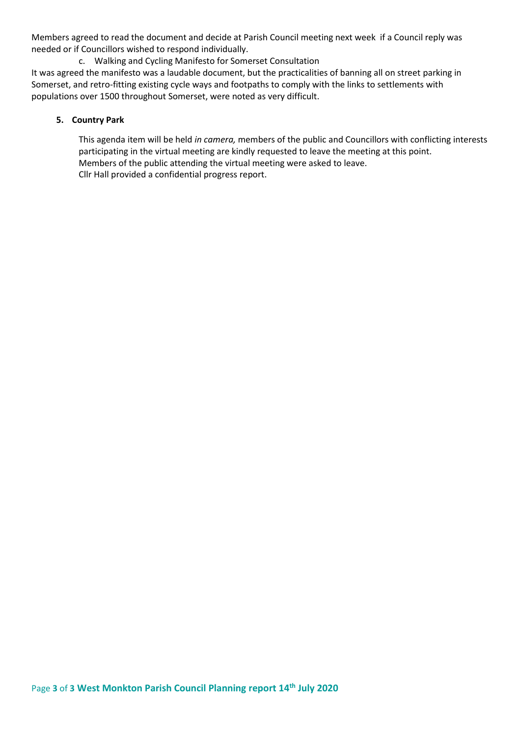Members agreed to read the document and decide at Parish Council meeting next week if a Council reply was needed or if Councillors wished to respond individually.

c. Walking and Cycling Manifesto for Somerset Consultation

It was agreed the manifesto was a laudable document, but the practicalities of banning all on street parking in Somerset, and retro-fitting existing cycle ways and footpaths to comply with the links to settlements with populations over 1500 throughout Somerset, were noted as very difficult.

**5. Country Park**

This agenda item will be held *in camera,* members of the public and Councillors with conflicting interests participating in the virtual meeting are kindly requested to leave the meeting at this point.
Members of the public attending the virtual meeting were asked to leave.
Cllr Hall provided a confidential progress report.